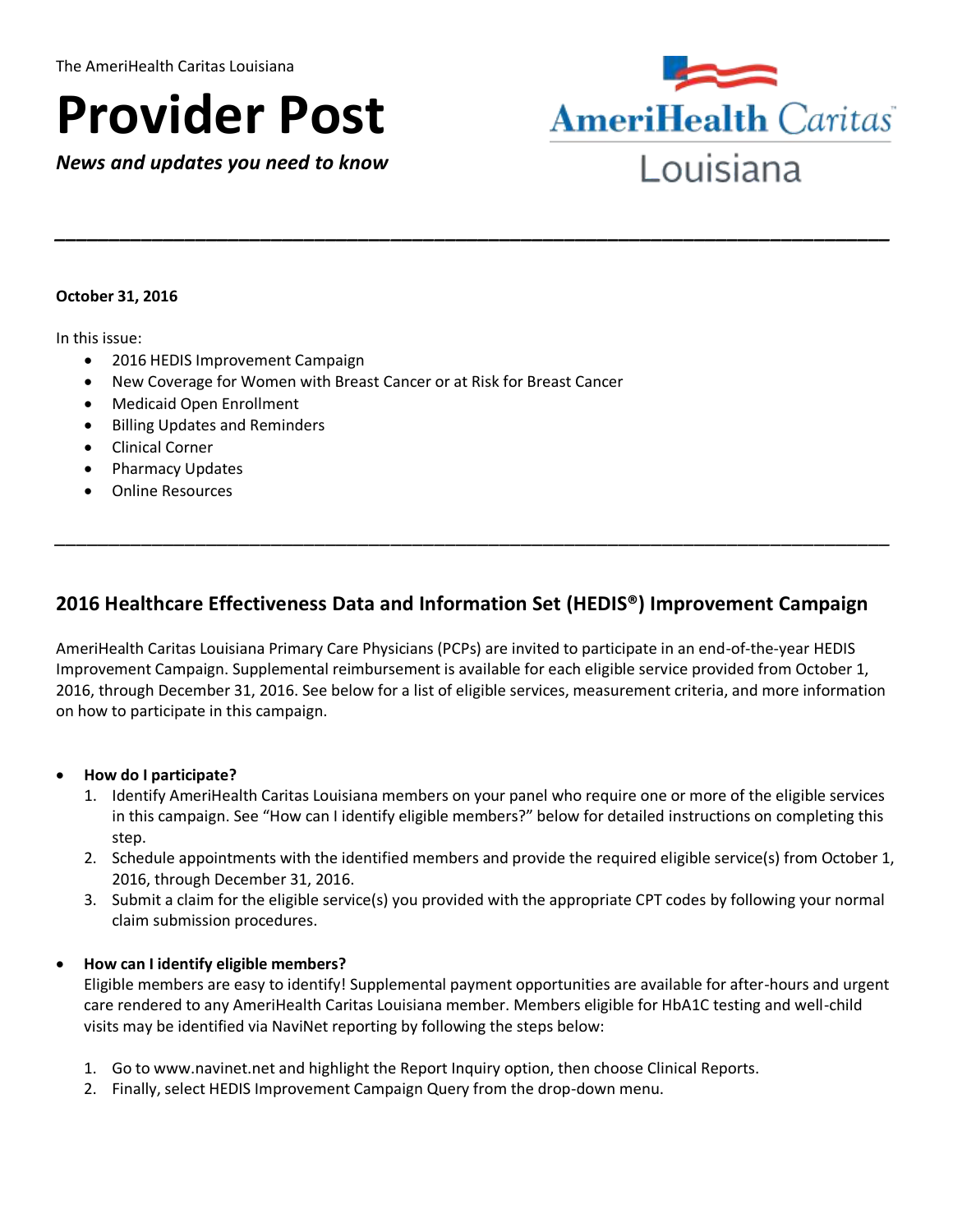The AmeriHealth Caritas Louisiana

# Provider Post

***News and updates you need to know***

AmeriHealth Caritas Louisiana

---

**October 31, 2016**

In this issue:

- 2016 HEDIS Improvement Campaign
- New Coverage for Women with Breast Cancer or at Risk for Breast Cancer
- Medicaid Open Enrollment
- Billing Updates and Reminders
- Clinical Corner
- Pharmacy Updates
- Online Resources

---

## 2016 Healthcare Effectiveness Data and Information Set (HEDIS®) Improvement Campaign

AmeriHealth Caritas Louisiana Primary Care Physicians (PCPs) are invited to participate in an end-of-the-year HEDIS Improvement Campaign. Supplemental reimbursement is available for each eligible service provided from October 1, 2016, through December 31, 2016. See below for a list of eligible services, measurement criteria, and more information on how to participate in this campaign.

- **How do I participate?**
  1. Identify AmeriHealth Caritas Louisiana members on your panel who require one or more of the eligible services in this campaign. See "How can I identify eligible members?" below for detailed instructions on completing this step.
  2. Schedule appointments with the identified members and provide the required eligible service(s) from October 1, 2016, through December 31, 2016.
  3. Submit a claim for the eligible service(s) you provided with the appropriate CPT codes by following your normal claim submission procedures.

- **How can I identify eligible members?**

  Eligible members are easy to identify! Supplemental payment opportunities are available for after-hours and urgent care rendered to any AmeriHealth Caritas Louisiana member. Members eligible for HbA1C testing and well-child visits may be identified via NaviNet reporting by following the steps below:

  1. Go to www.navinet.net and highlight the Report Inquiry option, then choose Clinical Reports.
  2. Finally, select HEDIS Improvement Campaign Query from the drop-down menu.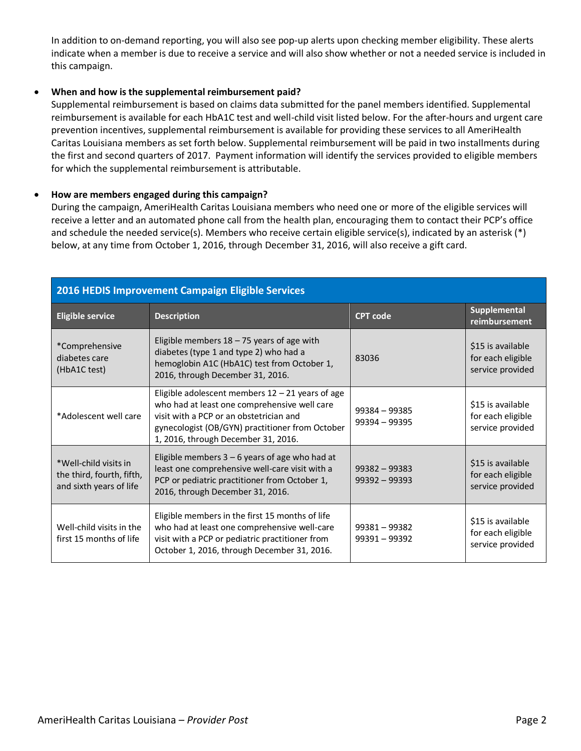In addition to on-demand reporting, you will also see pop-up alerts upon checking member eligibility. These alerts indicate when a member is due to receive a service and will also show whether or not a needed service is included in this campaign.

- **When and how is the supplemental reimbursement paid?**
  Supplemental reimbursement is based on claims data submitted for the panel members identified. Supplemental reimbursement is available for each HbA1C test and well-child visit listed below. For the after-hours and urgent care prevention incentives, supplemental reimbursement is available for providing these services to all AmeriHealth Caritas Louisiana members as set forth below. Supplemental reimbursement will be paid in two installments during the first and second quarters of 2017. Payment information will identify the services provided to eligible members for which the supplemental reimbursement is attributable.

- **How are members engaged during this campaign?**
  During the campaign, AmeriHealth Caritas Louisiana members who need one or more of the eligible services will receive a letter and an automated phone call from the health plan, encouraging them to contact their PCP's office and schedule the needed service(s). Members who receive certain eligible service(s), indicated by an asterisk (*) below, at any time from October 1, 2016, through December 31, 2016, will also receive a gift card.

**2016 HEDIS Improvement Campaign Eligible Services**

| Eligible service | Description | CPT code | Supplemental reimbursement |
|---|---|---|---|
| *Comprehensive diabetes care (HbA1C test) | Eligible members 18 – 75 years of age with diabetes (type 1 and type 2) who had a hemoglobin A1C (HbA1C) test from October 1, 2016, through December 31, 2016. | 83036 | $15 is available for each eligible service provided |
| *Adolescent well care | Eligible adolescent members 12 – 21 years of age who had at least one comprehensive well care visit with a PCP or an obstetrician and gynecologist (OB/GYN) practitioner from October 1, 2016, through December 31, 2016. | 99384 – 99385<br>99394 – 99395 | $15 is available for each eligible service provided |
| *Well-child visits in the third, fourth, fifth, and sixth years of life | Eligible members 3 – 6 years of age who had at least one comprehensive well-care visit with a PCP or pediatric practitioner from October 1, 2016, through December 31, 2016. | 99382 – 99383<br>99392 – 99393 | $15 is available for each eligible service provided |
| Well-child visits in the first 15 months of life | Eligible members in the first 15 months of life who had at least one comprehensive well-care visit with a PCP or pediatric practitioner from October 1, 2016, through December 31, 2016. | 99381 – 99382<br>99391 – 99392 | $15 is available for each eligible service provided |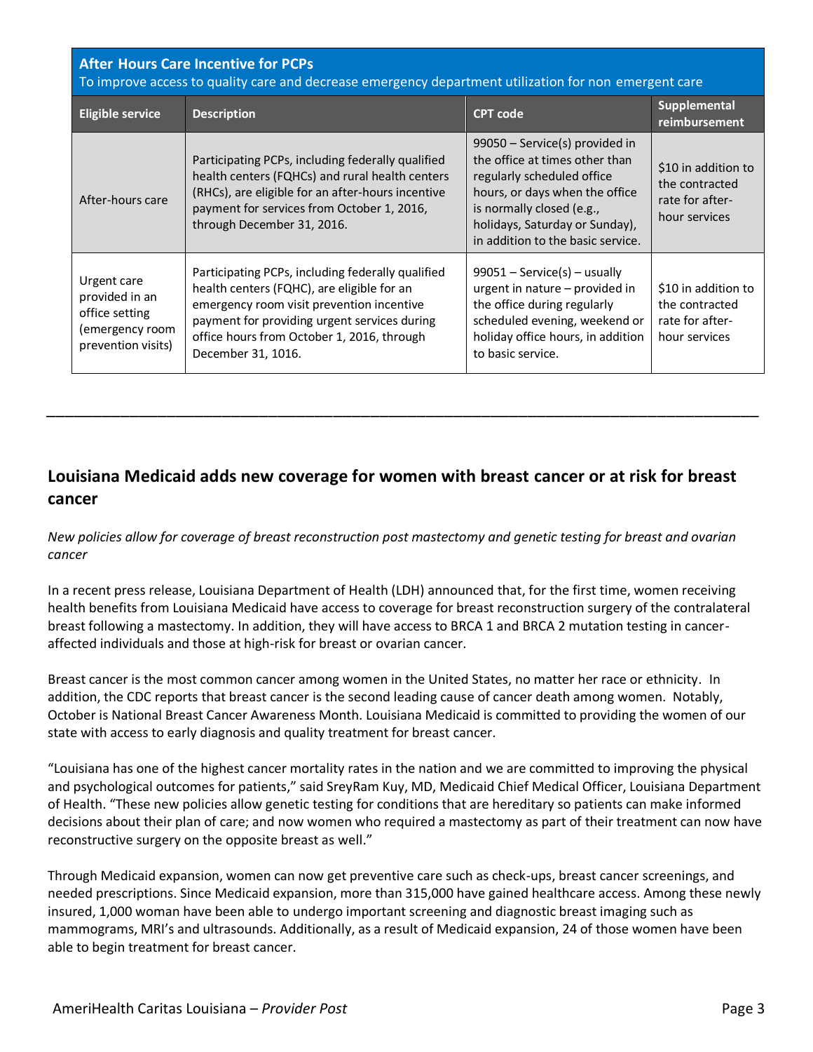| **After Hours Care Incentive for PCPs**<br>To improve access to quality care and decrease emergency department utilization for non emergent care | | | |
|---|---|---|---|
| **Eligible service** | **Description** | **CPT code** | **Supplemental reimbursement** |
| After-hours care | Participating PCPs, including federally qualified health centers (FQHCs) and rural health centers (RHCs), are eligible for an after-hours incentive payment for services from October 1, 2016, through December 31, 2016. | 99050 – Service(s) provided in the office at times other than regularly scheduled office hours, or days when the office is normally closed (e.g., holidays, Saturday or Sunday), in addition to the basic service. | $10 in addition to the contracted rate for after-hour services |
| Urgent care provided in an office setting (emergency room prevention visits) | Participating PCPs, including federally qualified health centers (FQHC), are eligible for an emergency room visit prevention incentive payment for providing urgent services during office hours from October 1, 2016, through December 31, 1016. | 99051 – Service(s) – usually urgent in nature – provided in the office during regularly scheduled evening, weekend or holiday office hours, in addition to basic service. | $10 in addition to the contracted rate for after-hour services |

---

## Louisiana Medicaid adds new coverage for women with breast cancer or at risk for breast cancer

*New policies allow for coverage of breast reconstruction post mastectomy and genetic testing for breast and ovarian cancer*

In a recent press release, Louisiana Department of Health (LDH) announced that, for the first time, women receiving health benefits from Louisiana Medicaid have access to coverage for breast reconstruction surgery of the contralateral breast following a mastectomy. In addition, they will have access to BRCA 1 and BRCA 2 mutation testing in cancer-affected individuals and those at high-risk for breast or ovarian cancer.

Breast cancer is the most common cancer among women in the United States, no matter her race or ethnicity. In addition, the CDC reports that breast cancer is the second leading cause of cancer death among women. Notably, October is National Breast Cancer Awareness Month. Louisiana Medicaid is committed to providing the women of our state with access to early diagnosis and quality treatment for breast cancer.

"Louisiana has one of the highest cancer mortality rates in the nation and we are committed to improving the physical and psychological outcomes for patients," said SreyRam Kuy, MD, Medicaid Chief Medical Officer, Louisiana Department of Health. "These new policies allow genetic testing for conditions that are hereditary so patients can make informed decisions about their plan of care; and now women who required a mastectomy as part of their treatment can now have reconstructive surgery on the opposite breast as well."

Through Medicaid expansion, women can now get preventive care such as check-ups, breast cancer screenings, and needed prescriptions. Since Medicaid expansion, more than 315,000 have gained healthcare access. Among these newly insured, 1,000 woman have been able to undergo important screening and diagnostic breast imaging such as mammograms, MRI's and ultrasounds. Additionally, as a result of Medicaid expansion, 24 of those women have been able to begin treatment for breast cancer.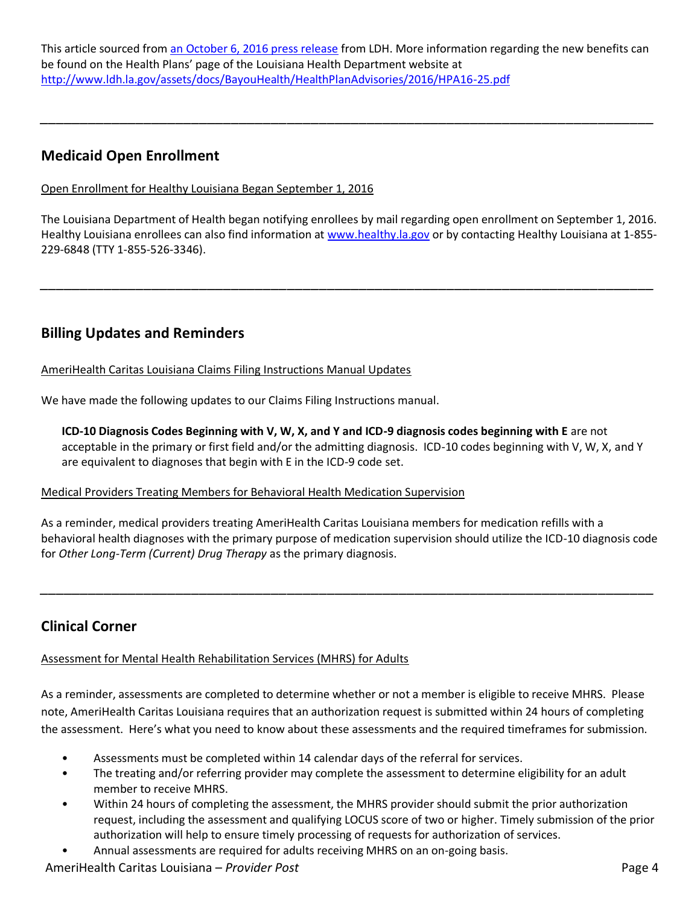This article sourced from an October 6, 2016 press release from LDH. More information regarding the new benefits can be found on the Health Plans' page of the Louisiana Health Department website at http://www.ldh.la.gov/assets/docs/BayouHealth/HealthPlanAdvisories/2016/HPA16-25.pdf

---

## Medicaid Open Enrollment

Open Enrollment for Healthy Louisiana Began September 1, 2016

The Louisiana Department of Health began notifying enrollees by mail regarding open enrollment on September 1, 2016. Healthy Louisiana enrollees can also find information at www.healthy.la.gov or by contacting Healthy Louisiana at 1-855-229-6848 (TTY 1-855-526-3346).

---

## Billing Updates and Reminders

AmeriHealth Caritas Louisiana Claims Filing Instructions Manual Updates

We have made the following updates to our Claims Filing Instructions manual.

**ICD-10 Diagnosis Codes Beginning with V, W, X, and Y and ICD-9 diagnosis codes beginning with E** are not acceptable in the primary or first field and/or the admitting diagnosis. ICD-10 codes beginning with V, W, X, and Y are equivalent to diagnoses that begin with E in the ICD-9 code set.

Medical Providers Treating Members for Behavioral Health Medication Supervision

As a reminder, medical providers treating AmeriHealth Caritas Louisiana members for medication refills with a behavioral health diagnoses with the primary purpose of medication supervision should utilize the ICD-10 diagnosis code for *Other Long-Term (Current) Drug Therapy* as the primary diagnosis.

---

## Clinical Corner

Assessment for Mental Health Rehabilitation Services (MHRS) for Adults

As a reminder, assessments are completed to determine whether or not a member is eligible to receive MHRS. Please note, AmeriHealth Caritas Louisiana requires that an authorization request is submitted within 24 hours of completing the assessment. Here's what you need to know about these assessments and the required timeframes for submission.

- Assessments must be completed within 14 calendar days of the referral for services.
- The treating and/or referring provider may complete the assessment to determine eligibility for an adult member to receive MHRS.
- Within 24 hours of completing the assessment, the MHRS provider should submit the prior authorization request, including the assessment and qualifying LOCUS score of two or higher. Timely submission of the prior authorization will help to ensure timely processing of requests for authorization of services.
- Annual assessments are required for adults receiving MHRS on an on-going basis.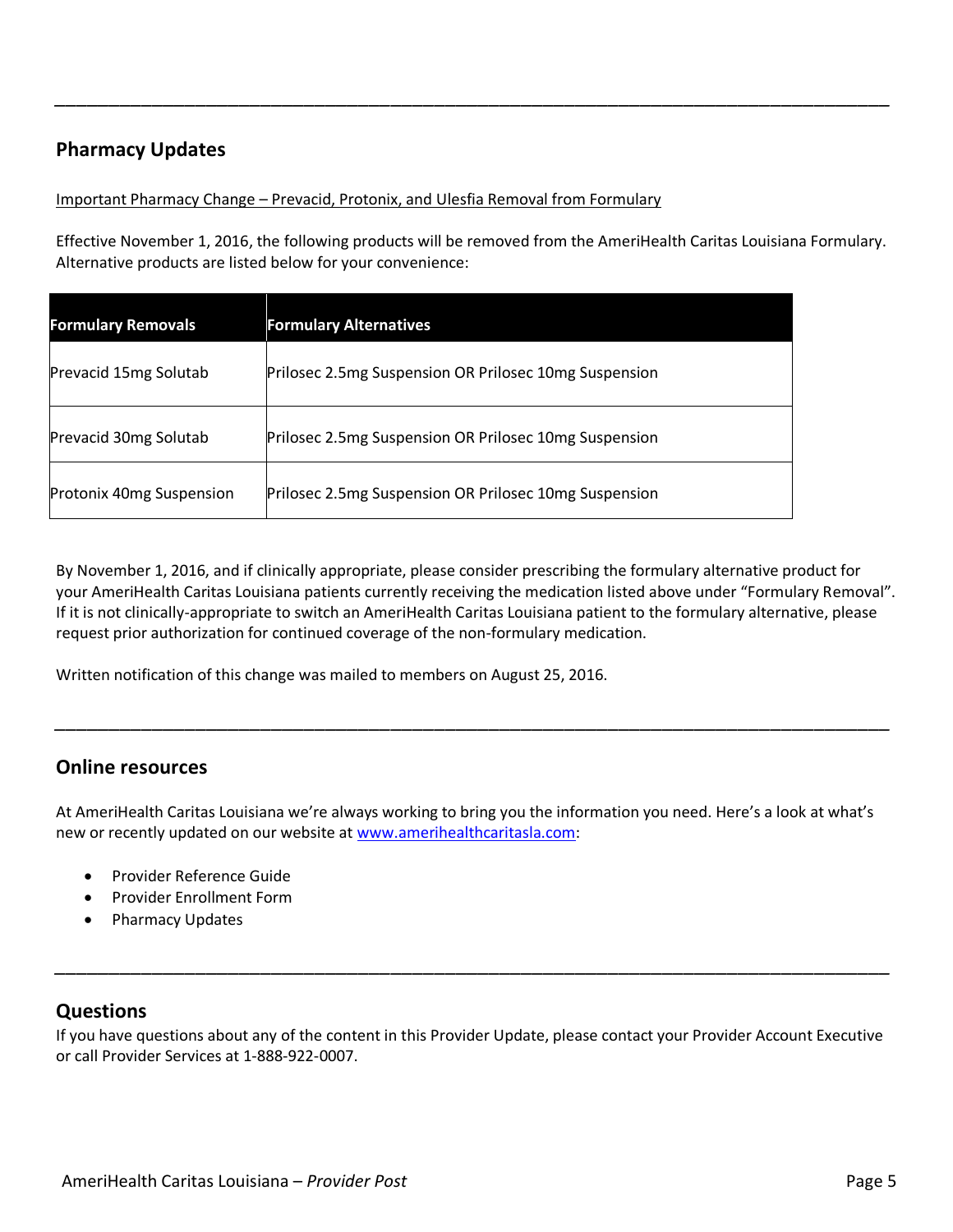## Pharmacy Updates

Important Pharmacy Change – Prevacid, Protonix, and Ulesfia Removal from Formulary

Effective November 1, 2016, the following products will be removed from the AmeriHealth Caritas Louisiana Formulary. Alternative products are listed below for your convenience:

| Formulary Removals | Formulary Alternatives |
|---|---|
| Prevacid 15mg Solutab | Prilosec 2.5mg Suspension OR Prilosec 10mg Suspension |
| Prevacid 30mg Solutab | Prilosec 2.5mg Suspension OR Prilosec 10mg Suspension |
| Protonix 40mg Suspension | Prilosec 2.5mg Suspension OR Prilosec 10mg Suspension |

By November 1, 2016, and if clinically appropriate, please consider prescribing the formulary alternative product for your AmeriHealth Caritas Louisiana patients currently receiving the medication listed above under "Formulary Removal". If it is not clinically-appropriate to switch an AmeriHealth Caritas Louisiana patient to the formulary alternative, please request prior authorization for continued coverage of the non-formulary medication.

Written notification of this change was mailed to members on August 25, 2016.

## Online resources

At AmeriHealth Caritas Louisiana we're always working to bring you the information you need. Here's a look at what's new or recently updated on our website at www.amerihealthcaritasla.com:

- Provider Reference Guide
- Provider Enrollment Form
- Pharmacy Updates

## Questions

If you have questions about any of the content in this Provider Update, please contact your Provider Account Executive or call Provider Services at 1-888-922-0007.